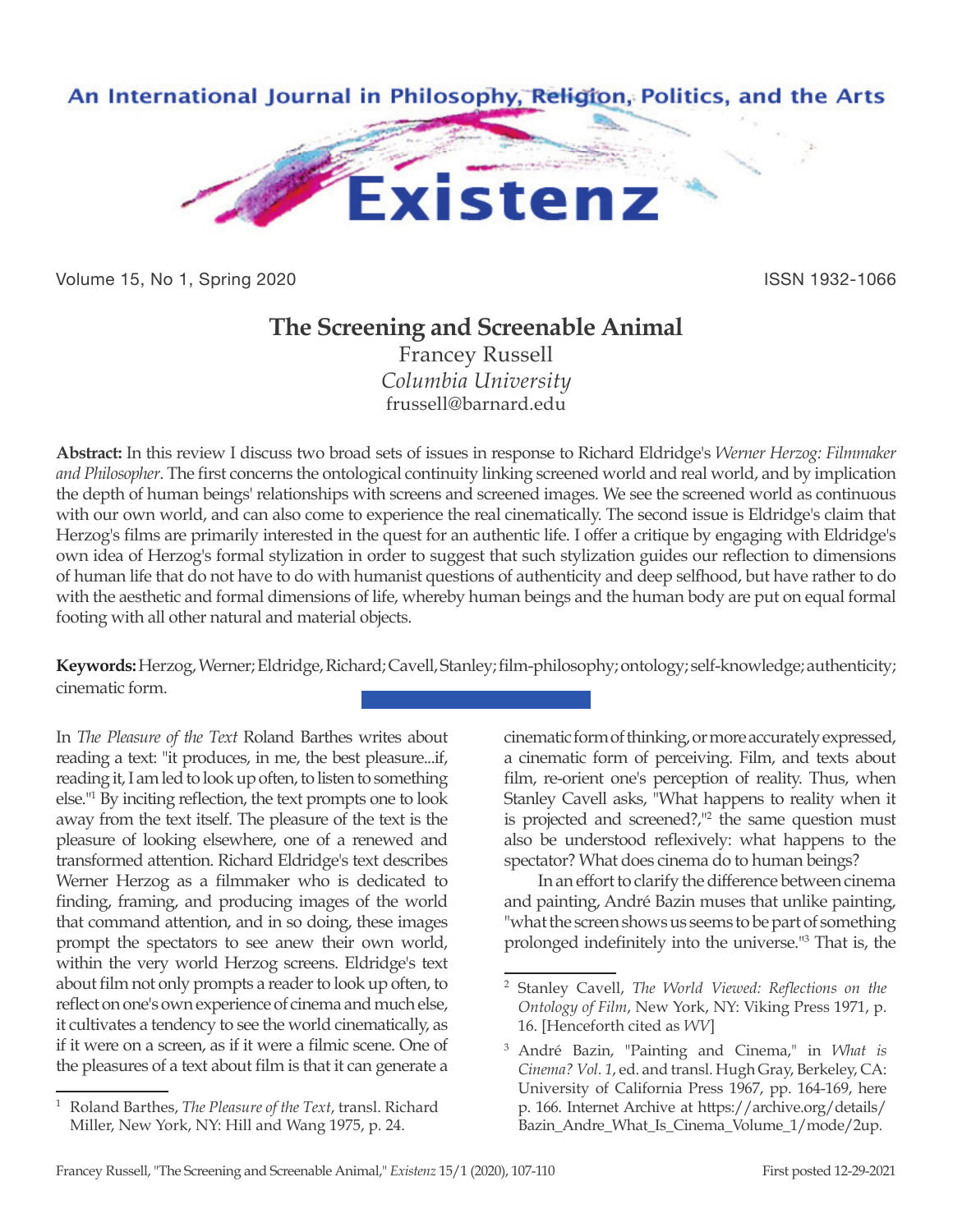# The Screening and Screenable Animal

Francey Russell
*Columbia University*
frussell@barnard.edu

**Abstract:** In this review I discuss two broad sets of issues in response to Richard Eldridge's *Werner Herzog: Filmmaker and Philosopher*. The first concerns the ontological continuity linking screened world and real world, and by implication the depth of human beings' relationships with screens and screened images. We see the screened world as continuous with our own world, and can also come to experience the real cinematically. The second issue is Eldridge's claim that Herzog's films are primarily interested in the quest for an authentic life. I offer a critique by engaging with Eldridge's own idea of Herzog's formal stylization in order to suggest that such stylization guides our reflection to dimensions of human life that do not have to do with humanist questions of authenticity and deep selfhood, but have rather to do with the aesthetic and formal dimensions of life, whereby human beings and the human body are put on equal formal footing with all other natural and material objects.

**Keywords:** Herzog, Werner; Eldridge, Richard; Cavell, Stanley; film-philosophy; ontology; self-knowledge; authenticity; cinematic form.

In *The Pleasure of the Text* Roland Barthes writes about reading a text: "it produces, in me, the best pleasure...if, reading it, I am led to look up often, to listen to something else."[1] By inciting reflection, the text prompts one to look away from the text itself. The pleasure of the text is the pleasure of looking elsewhere, one of a renewed and transformed attention. Richard Eldridge's text describes Werner Herzog as a filmmaker who is dedicated to finding, framing, and producing images of the world that command attention, and in so doing, these images prompt the spectators to see anew their own world, within the very world Herzog screens. Eldridge's text about film not only prompts a reader to look up often, to reflect on one's own experience of cinema and much else, it cultivates a tendency to see the world cinematically, as if it were on a screen, as if it were a filmic scene. One of the pleasures of a text about film is that it can generate a cinematic form of thinking, or more accurately expressed, a cinematic form of perceiving. Film, and texts about film, re-orient one's perception of reality. Thus, when Stanley Cavell asks, "What happens to reality when it is projected and screened?,"[2] the same question must also be understood reflexively: what happens to the spectator? What does cinema do to human beings?

In an effort to clarify the difference between cinema and painting, André Bazin muses that unlike painting, "what the screen shows us seems to be part of something prolonged indefinitely into the universe."[3] That is, the

---

[1] Roland Barthes, *The Pleasure of the Text*, transl. Richard Miller, New York, NY: Hill and Wang 1975, p. 24.

[2] Stanley Cavell, *The World Viewed: Reflections on the Ontology of Film*, New York, NY: Viking Press 1971, p. 16. [Henceforth cited as *WV*]

[3] André Bazin, "Painting and Cinema," in *What is Cinema? Vol. 1*, ed. and transl. Hugh Gray, Berkeley, CA: University of California Press 1967, pp. 164-169, here p. 166. Internet Archive at https://archive.org/details/Bazin_Andre_What_Is_Cinema_Volume_1/mode/2up.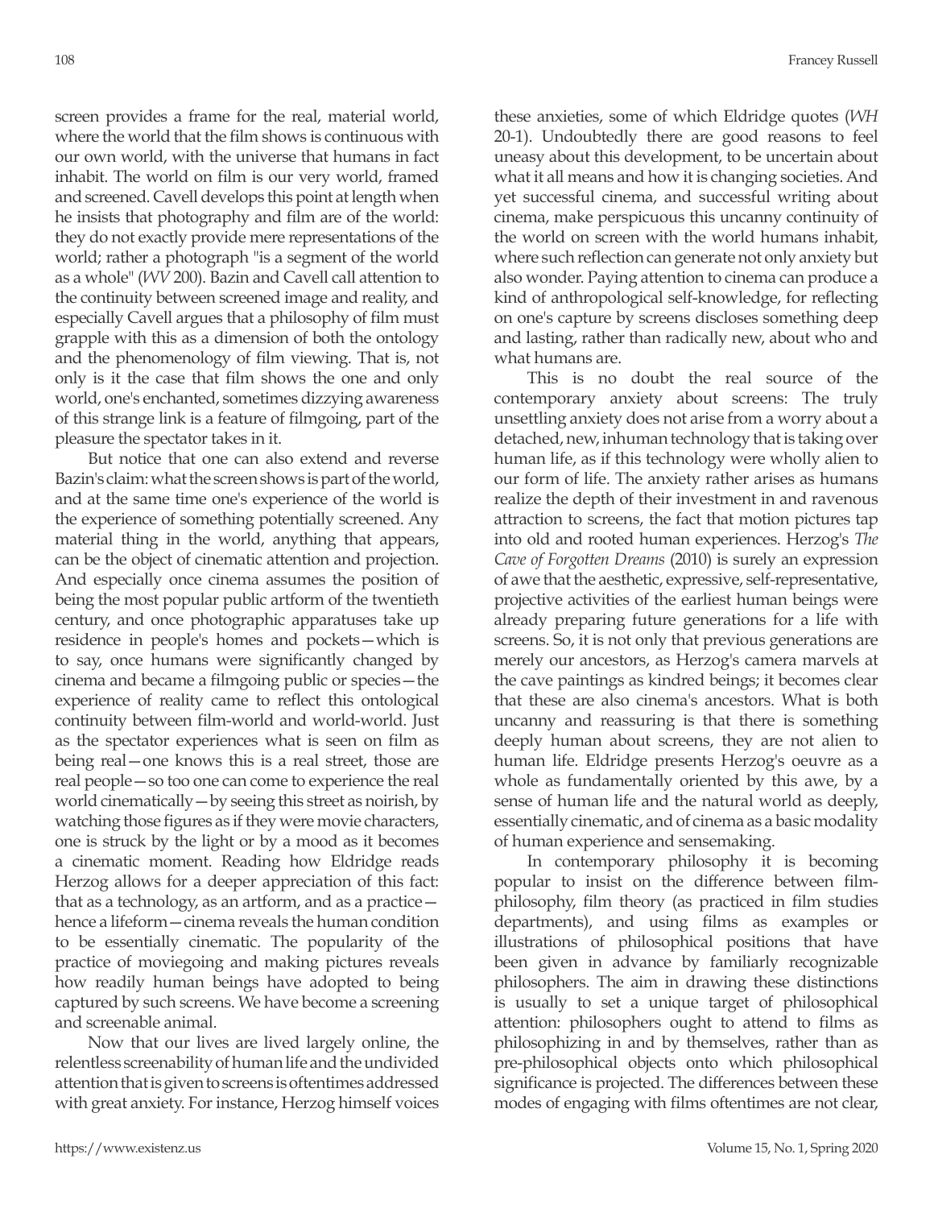screen provides a frame for the real, material world, where the world that the film shows is continuous with our own world, with the universe that humans in fact inhabit. The world on film is our very world, framed and screened. Cavell develops this point at length when he insists that photography and film are of the world: they do not exactly provide mere representations of the world; rather a photograph "is a segment of the world as a whole" (*WV* 200). Bazin and Cavell call attention to the continuity between screened image and reality, and especially Cavell argues that a philosophy of film must grapple with this as a dimension of both the ontology and the phenomenology of film viewing. That is, not only is it the case that film shows the one and only world, one's enchanted, sometimes dizzying awareness of this strange link is a feature of filmgoing, part of the pleasure the spectator takes in it.

But notice that one can also extend and reverse Bazin's claim: what the screen shows is part of the world, and at the same time one's experience of the world is the experience of something potentially screened. Any material thing in the world, anything that appears, can be the object of cinematic attention and projection. And especially once cinema assumes the position of being the most popular public artform of the twentieth century, and once photographic apparatuses take up residence in people's homes and pockets—which is to say, once humans were significantly changed by cinema and became a filmgoing public or species—the experience of reality came to reflect this ontological continuity between film-world and world-world. Just as the spectator experiences what is seen on film as being real—one knows this is a real street, those are real people—so too one can come to experience the real world cinematically—by seeing this street as noirish, by watching those figures as if they were movie characters, one is struck by the light or by a mood as it becomes a cinematic moment. Reading how Eldridge reads Herzog allows for a deeper appreciation of this fact: that as a technology, as an artform, and as a practice—hence a lifeform—cinema reveals the human condition to be essentially cinematic. The popularity of the practice of moviegoing and making pictures reveals how readily human beings have adopted to being captured by such screens. We have become a screening and screenable animal.

Now that our lives are lived largely online, the relentless screenability of human life and the undivided attention that is given to screens is oftentimes addressed with great anxiety. For instance, Herzog himself voices these anxieties, some of which Eldridge quotes (*WH* 20-1). Undoubtedly there are good reasons to feel uneasy about this development, to be uncertain about what it all means and how it is changing societies. And yet successful cinema, and successful writing about cinema, make perspicuous this uncanny continuity of the world on screen with the world humans inhabit, where such reflection can generate not only anxiety but also wonder. Paying attention to cinema can produce a kind of anthropological self-knowledge, for reflecting on one's capture by screens discloses something deep and lasting, rather than radically new, about who and what humans are.

This is no doubt the real source of the contemporary anxiety about screens: The truly unsettling anxiety does not arise from a worry about a detached, new, inhuman technology that is taking over human life, as if this technology were wholly alien to our form of life. The anxiety rather arises as humans realize the depth of their investment in and ravenous attraction to screens, the fact that motion pictures tap into old and rooted human experiences. Herzog's *The Cave of Forgotten Dreams* (2010) is surely an expression of awe that the aesthetic, expressive, self-representative, projective activities of the earliest human beings were already preparing future generations for a life with screens. So, it is not only that previous generations are merely our ancestors, as Herzog's camera marvels at the cave paintings as kindred beings; it becomes clear that these are also cinema's ancestors. What is both uncanny and reassuring is that there is something deeply human about screens, they are not alien to human life. Eldridge presents Herzog's oeuvre as a whole as fundamentally oriented by this awe, by a sense of human life and the natural world as deeply, essentially cinematic, and of cinema as a basic modality of human experience and sensemaking.

In contemporary philosophy it is becoming popular to insist on the difference between film-philosophy, film theory (as practiced in film studies departments), and using films as examples or illustrations of philosophical positions that have been given in advance by familiarly recognizable philosophers. The aim in drawing these distinctions is usually to set a unique target of philosophical attention: philosophers ought to attend to films as philosophizing in and by themselves, rather than as pre-philosophical objects onto which philosophical significance is projected. The differences between these modes of engaging with films oftentimes are not clear,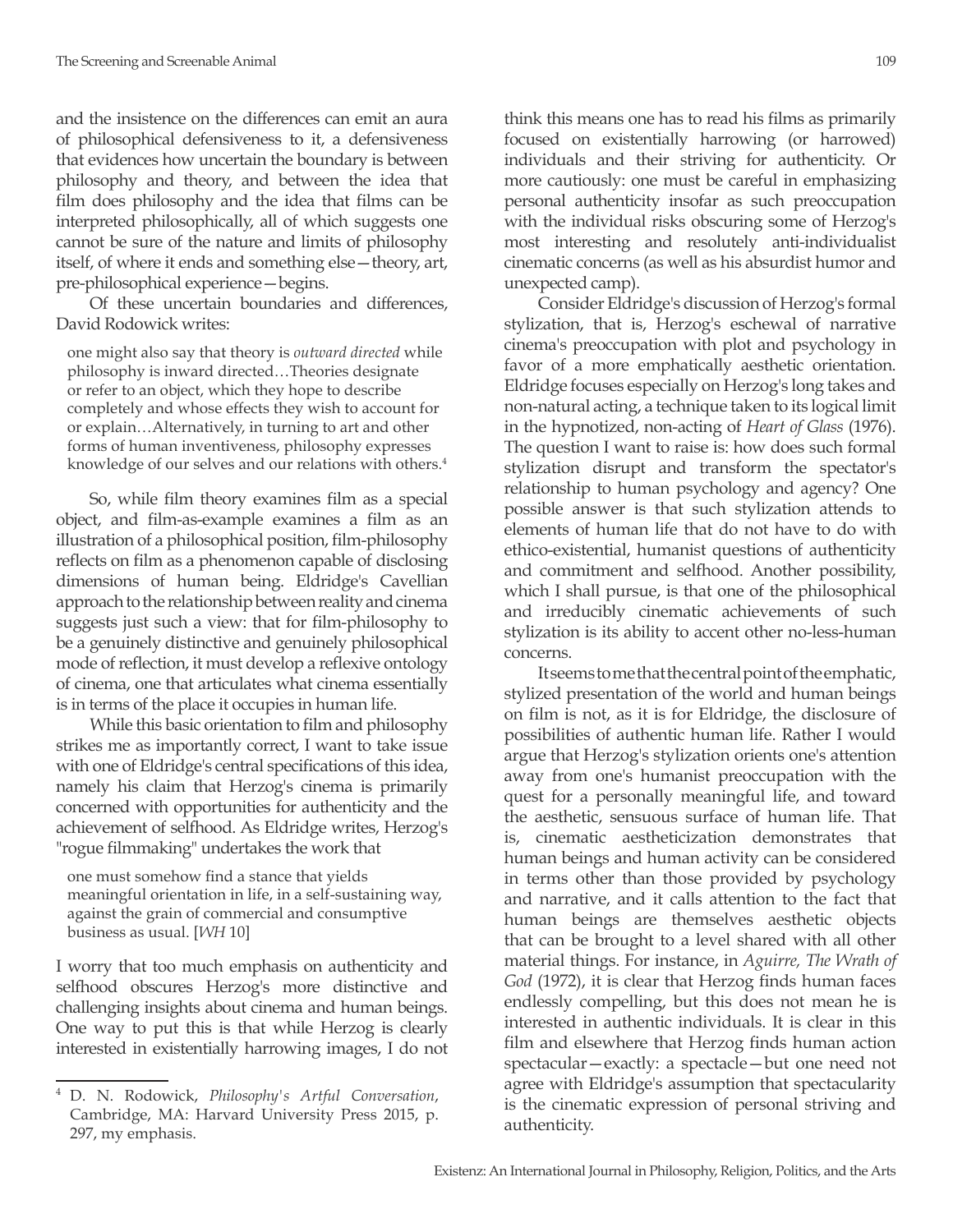and the insistence on the differences can emit an aura of philosophical defensiveness to it, a defensiveness that evidences how uncertain the boundary is between philosophy and theory, and between the idea that film does philosophy and the idea that films can be interpreted philosophically, all of which suggests one cannot be sure of the nature and limits of philosophy itself, of where it ends and something else—theory, art, pre-philosophical experience—begins.

Of these uncertain boundaries and differences, David Rodowick writes:

> one might also say that theory is *outward directed* while philosophy is inward directed…Theories designate or refer to an object, which they hope to describe completely and whose effects they wish to account for or explain…Alternatively, in turning to art and other forms of human inventiveness, philosophy expresses knowledge of our selves and our relations with others.[4]

So, while film theory examines film as a special object, and film-as-example examines a film as an illustration of a philosophical position, film-philosophy reflects on film as a phenomenon capable of disclosing dimensions of human being. Eldridge's Cavellian approach to the relationship between reality and cinema suggests just such a view: that for film-philosophy to be a genuinely distinctive and genuinely philosophical mode of reflection, it must develop a reflexive ontology of cinema, one that articulates what cinema essentially is in terms of the place it occupies in human life.

While this basic orientation to film and philosophy strikes me as importantly correct, I want to take issue with one of Eldridge's central specifications of this idea, namely his claim that Herzog's cinema is primarily concerned with opportunities for authenticity and the achievement of selfhood. As Eldridge writes, Herzog's "rogue filmmaking" undertakes the work that

> one must somehow find a stance that yields meaningful orientation in life, in a self-sustaining way, against the grain of commercial and consumptive business as usual. [*WH* 10]

I worry that too much emphasis on authenticity and selfhood obscures Herzog's more distinctive and challenging insights about cinema and human beings. One way to put this is that while Herzog is clearly interested in existentially harrowing images, I do not think this means one has to read his films as primarily focused on existentially harrowing (or harrowed) individuals and their striving for authenticity. Or more cautiously: one must be careful in emphasizing personal authenticity insofar as such preoccupation with the individual risks obscuring some of Herzog's most interesting and resolutely anti-individualist cinematic concerns (as well as his absurdist humor and unexpected camp).

Consider Eldridge's discussion of Herzog's formal stylization, that is, Herzog's eschewal of narrative cinema's preoccupation with plot and psychology in favor of a more emphatically aesthetic orientation. Eldridge focuses especially on Herzog's long takes and non-natural acting, a technique taken to its logical limit in the hypnotized, non-acting of *Heart of Glass* (1976). The question I want to raise is: how does such formal stylization disrupt and transform the spectator's relationship to human psychology and agency? One possible answer is that such stylization attends to elements of human life that do not have to do with ethico-existential, humanist questions of authenticity and commitment and selfhood. Another possibility, which I shall pursue, is that one of the philosophical and irreducibly cinematic achievements of such stylization is its ability to accent other no-less-human concerns.

It seems to me that the central point of the emphatic, stylized presentation of the world and human beings on film is not, as it is for Eldridge, the disclosure of possibilities of authentic human life. Rather I would argue that Herzog's stylization orients one's attention away from one's humanist preoccupation with the quest for a personally meaningful life, and toward the aesthetic, sensuous surface of human life. That is, cinematic aestheticization demonstrates that human beings and human activity can be considered in terms other than those provided by psychology and narrative, and it calls attention to the fact that human beings are themselves aesthetic objects that can be brought to a level shared with all other material things. For instance, in *Aguirre, The Wrath of God* (1972), it is clear that Herzog finds human faces endlessly compelling, but this does not mean he is interested in authentic individuals. It is clear in this film and elsewhere that Herzog finds human action spectacular—exactly: a spectacle—but one need not agree with Eldridge's assumption that spectacularity is the cinematic expression of personal striving and authenticity.

[4] D. N. Rodowick, *Philosophy's Artful Conversation*, Cambridge, MA: Harvard University Press 2015, p. 297, my emphasis.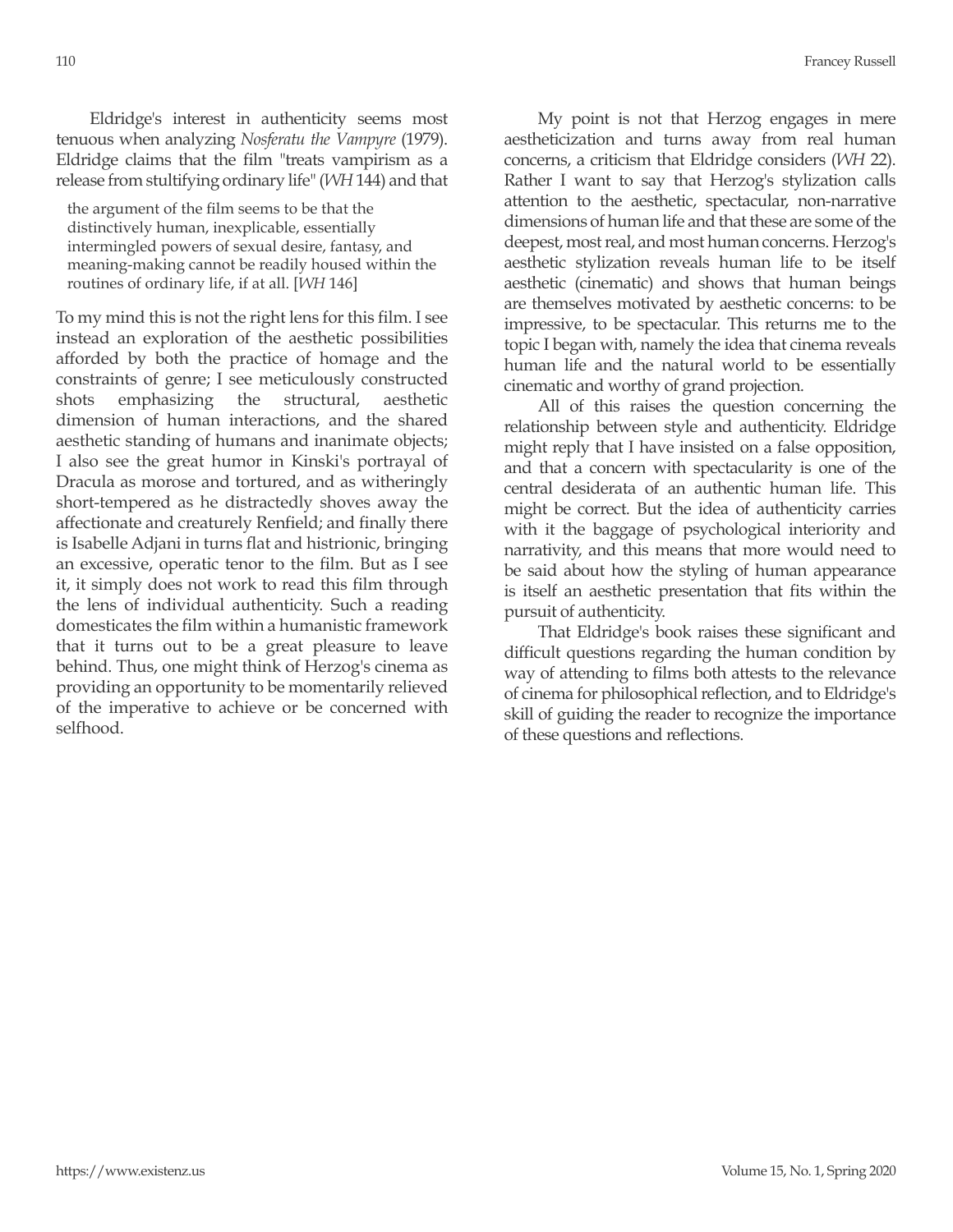Eldridge's interest in authenticity seems most tenuous when analyzing *Nosferatu the Vampyre* (1979). Eldridge claims that the film "treats vampirism as a release from stultifying ordinary life" (*WH* 144) and that

> the argument of the film seems to be that the distinctively human, inexplicable, essentially intermingled powers of sexual desire, fantasy, and meaning-making cannot be readily housed within the routines of ordinary life, if at all. [*WH* 146]

To my mind this is not the right lens for this film. I see instead an exploration of the aesthetic possibilities afforded by both the practice of homage and the constraints of genre; I see meticulously constructed shots emphasizing the structural, aesthetic dimension of human interactions, and the shared aesthetic standing of humans and inanimate objects; I also see the great humor in Kinski's portrayal of Dracula as morose and tortured, and as witheringly short-tempered as he distractedly shoves away the affectionate and creaturely Renfield; and finally there is Isabelle Adjani in turns flat and histrionic, bringing an excessive, operatic tenor to the film. But as I see it, it simply does not work to read this film through the lens of individual authenticity. Such a reading domesticates the film within a humanistic framework that it turns out to be a great pleasure to leave behind. Thus, one might think of Herzog's cinema as providing an opportunity to be momentarily relieved of the imperative to achieve or be concerned with selfhood.

My point is not that Herzog engages in mere aestheticization and turns away from real human concerns, a criticism that Eldridge considers (*WH* 22). Rather I want to say that Herzog's stylization calls attention to the aesthetic, spectacular, non-narrative dimensions of human life and that these are some of the deepest, most real, and most human concerns. Herzog's aesthetic stylization reveals human life to be itself aesthetic (cinematic) and shows that human beings are themselves motivated by aesthetic concerns: to be impressive, to be spectacular. This returns me to the topic I began with, namely the idea that cinema reveals human life and the natural world to be essentially cinematic and worthy of grand projection.

All of this raises the question concerning the relationship between style and authenticity. Eldridge might reply that I have insisted on a false opposition, and that a concern with spectacularity is one of the central desiderata of an authentic human life. This might be correct. But the idea of authenticity carries with it the baggage of psychological interiority and narrativity, and this means that more would need to be said about how the styling of human appearance is itself an aesthetic presentation that fits within the pursuit of authenticity.

That Eldridge's book raises these significant and difficult questions regarding the human condition by way of attending to films both attests to the relevance of cinema for philosophical reflection, and to Eldridge's skill of guiding the reader to recognize the importance of these questions and reflections.